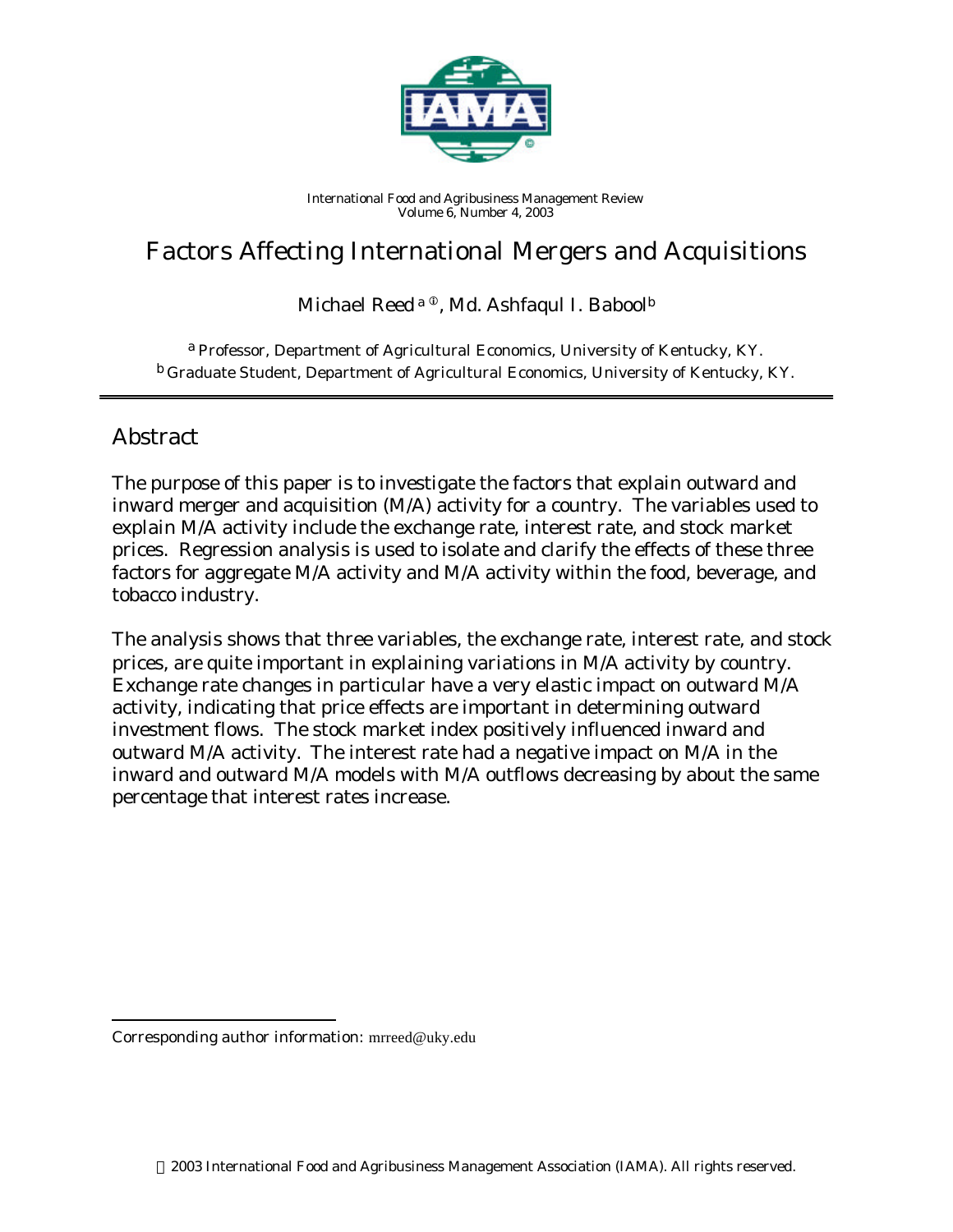International Food and Agribusiness Management Review
Volume 6, Number 4, 2003

# Factors Affecting International Mergers and Acquisitions

Michael Reed [a ①], Md. Ashfaqul I. Babool [b]

[a] Professor, Department of Agricultural Economics, University of Kentucky, KY.
[b] Graduate Student, Department of Agricultural Economics, University of Kentucky, KY.

## Abstract

The purpose of this paper is to investigate the factors that explain outward and inward merger and acquisition (M/A) activity for a country. The variables used to explain M/A activity include the exchange rate, interest rate, and stock market prices. Regression analysis is used to isolate and clarify the effects of these three factors for aggregate M/A activity and M/A activity within the food, beverage, and tobacco industry.

The analysis shows that three variables, the exchange rate, interest rate, and stock prices, are quite important in explaining variations in M/A activity by country. Exchange rate changes in particular have a very elastic impact on outward M/A activity, indicating that price effects are important in determining outward investment flows. The stock market index positively influenced inward and outward M/A activity. The interest rate had a negative impact on M/A in the inward and outward M/A models with M/A outflows decreasing by about the same percentage that interest rates increase.

---

① Corresponding author information: mrreed@uky.edu

© 2003 International Food and Agribusiness Management Association (IAMA). All rights reserved.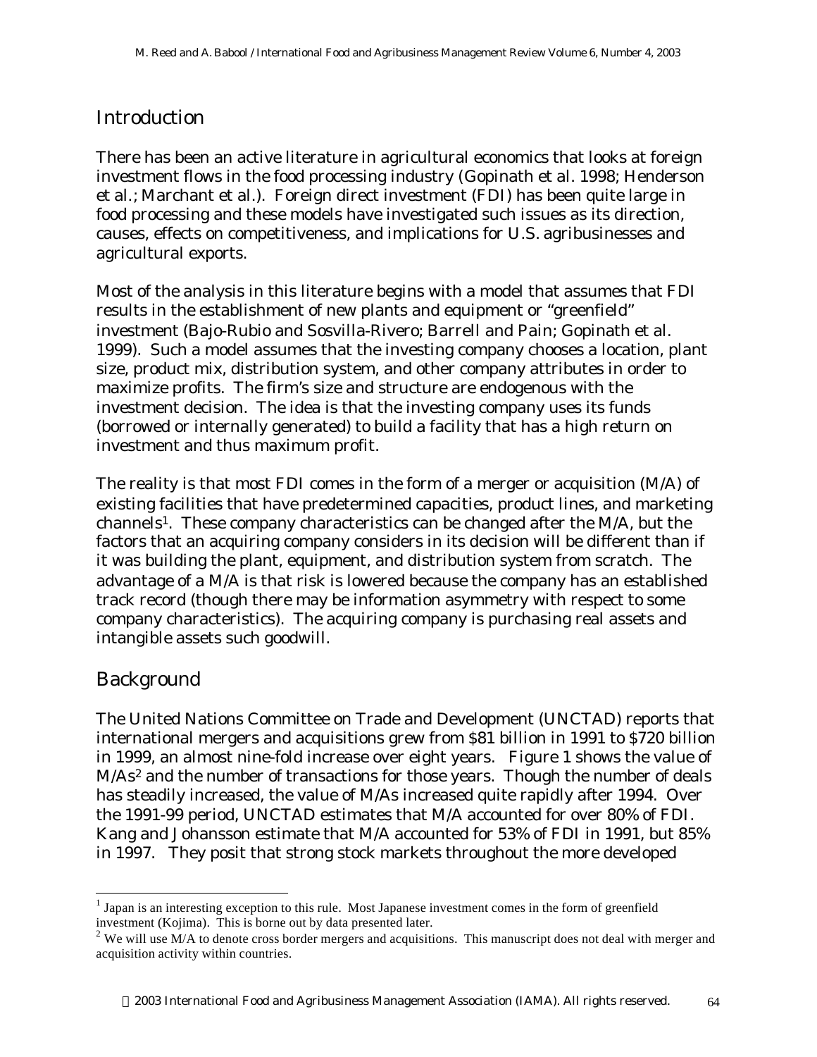## Introduction

There has been an active literature in agricultural economics that looks at foreign investment flows in the food processing industry (Gopinath et al. 1998; Henderson et al.; Marchant et al.). Foreign direct investment (FDI) has been quite large in food processing and these models have investigated such issues as its direction, causes, effects on competitiveness, and implications for U.S. agribusinesses and agricultural exports.

Most of the analysis in this literature begins with a model that assumes that FDI results in the establishment of new plants and equipment or "greenfield" investment (Bajo-Rubio and Sosvilla-Rivero; Barrell and Pain; Gopinath et al. 1999). Such a model assumes that the investing company chooses a location, plant size, product mix, distribution system, and other company attributes in order to maximize profits. The firm's size and structure are endogenous with the investment decision. The idea is that the investing company uses its funds (borrowed or internally generated) to build a facility that has a high return on investment and thus maximum profit.

The reality is that most FDI comes in the form of a merger or acquisition (M/A) of existing facilities that have predetermined capacities, product lines, and marketing channels[1]. These company characteristics can be changed after the M/A, but the factors that an acquiring company considers in its decision will be different than if it was building the plant, equipment, and distribution system from scratch. The advantage of a M/A is that risk is lowered because the company has an established track record (though there may be information asymmetry with respect to some company characteristics). The acquiring company is purchasing real assets and intangible assets such goodwill.

## Background

The United Nations Committee on Trade and Development (UNCTAD) reports that international mergers and acquisitions grew from $81 billion in 1991 to $720 billion in 1999, an almost nine-fold increase over eight years. Figure 1 shows the value of M/As[2] and the number of transactions for those years. Though the number of deals has steadily increased, the value of M/As increased quite rapidly after 1994. Over the 1991-99 period, UNCTAD estimates that M/A accounted for over 80% of FDI. Kang and Johansson estimate that M/A accounted for 53% of FDI in 1991, but 85% in 1997. They posit that strong stock markets throughout the more developed

---

[1] Japan is an interesting exception to this rule. Most Japanese investment comes in the form of greenfield investment (Kojima). This is borne out by data presented later.

[2] We will use M/A to denote cross border mergers and acquisitions. This manuscript does not deal with merger and acquisition activity within countries.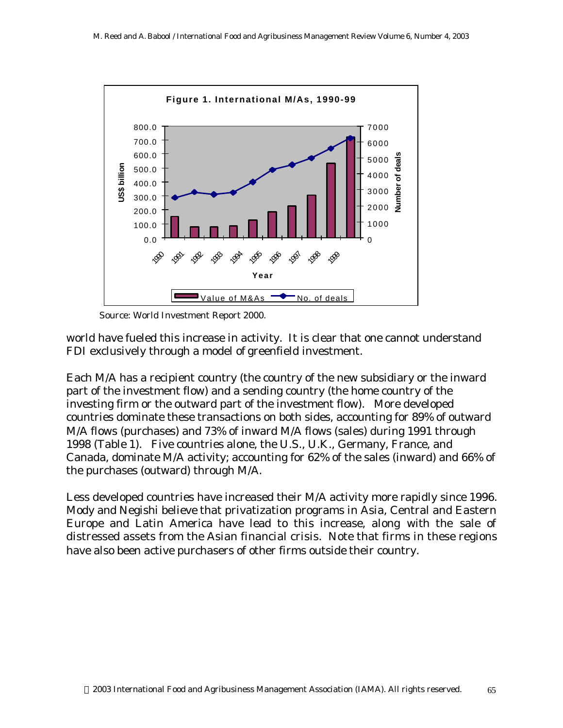**Figure 1. International M/As, 1990-99**

Source: World Investment Report 2000.

world have fueled this increase in activity. It is clear that one cannot understand FDI exclusively through a model of greenfield investment.

Each M/A has a recipient country (the country of the new subsidiary or the inward part of the investment flow) and a sending country (the home country of the investing firm or the outward part of the investment flow). More developed countries dominate these transactions on both sides, accounting for 89% of outward M/A flows (purchases) and 73% of inward M/A flows (sales) during 1991 through 1998 (Table 1). Five countries alone, the U.S., U.K., Germany, France, and Canada, dominate M/A activity; accounting for 62% of the sales (inward) and 66% of the purchases (outward) through M/A.

Less developed countries have increased their M/A activity more rapidly since 1996. Mody and Negishi believe that privatization programs in Asia, Central and Eastern Europe and Latin America have lead to this increase, along with the sale of distressed assets from the Asian financial crisis. Note that firms in these regions have also been active purchasers of other firms outside their country.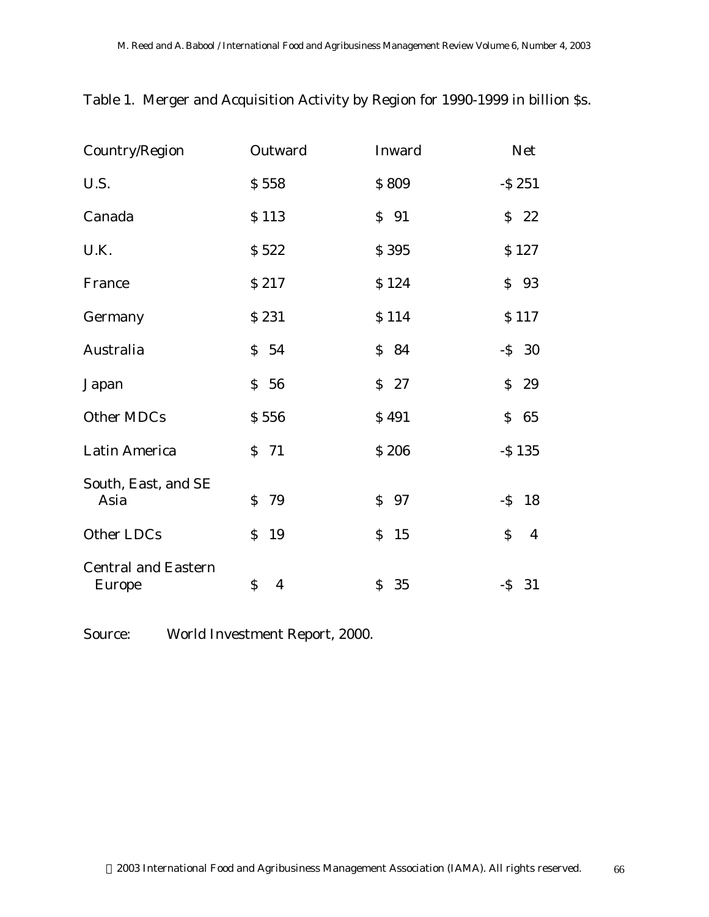Table 1. Merger and Acquisition Activity by Region for 1990-1999 in billion $s.

| Country/Region | Outward | Inward | Net |
|---|---|---|---|
| U.S. | $ 558 | $ 809 | -$ 251 |
| Canada | $ 113 | $ 91 | $ 22 |
| U.K. | $ 522 | $ 395 | $ 127 |
| France | $ 217 | $ 124 | $ 93 |
| Germany | $ 231 | $ 114 | $ 117 |
| Australia | $ 54 | $ 84 | -$ 30 |
| Japan | $ 56 | $ 27 | $ 29 |
| Other MDCs | $ 556 | $ 491 | $ 65 |
| Latin America | $ 71 | $ 206 | -$ 135 |
| South, East, and SE Asia | $ 79 | $ 97 | -$ 18 |
| Other LDCs | $ 19 | $ 15 | $ 4 |
| Central and Eastern Europe | $ 4 | $ 35 | -$ 31 |

Source: World Investment Report, 2000.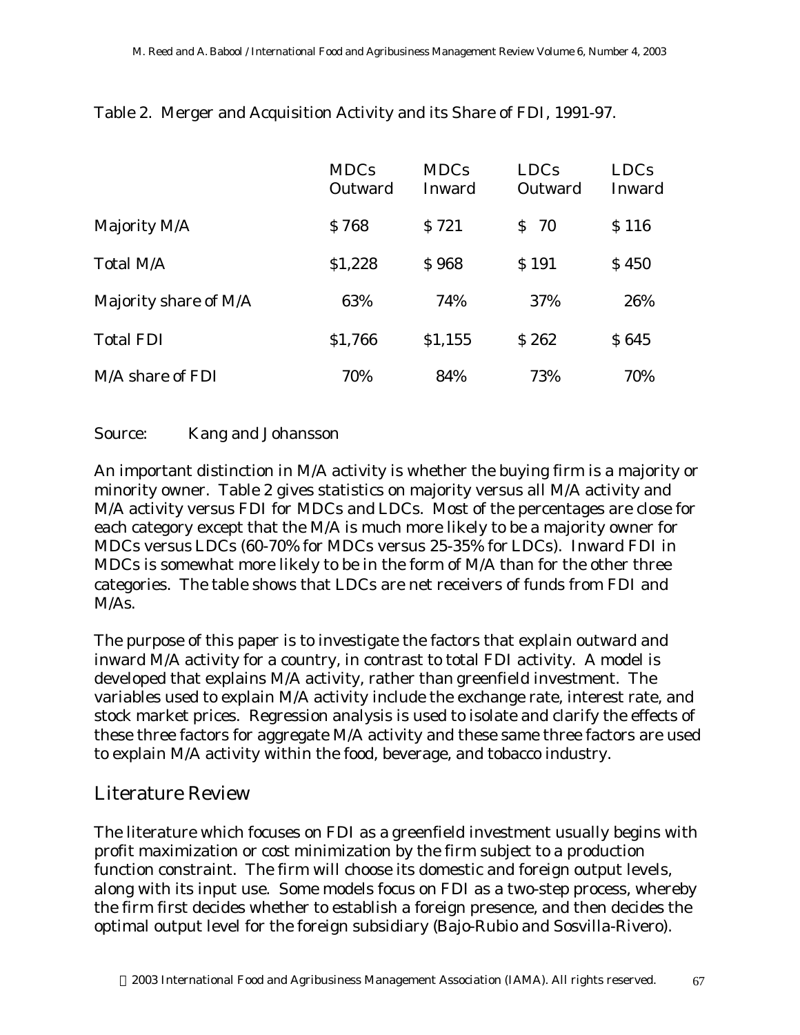Table 2. Merger and Acquisition Activity and its Share of FDI, 1991-97.

| | MDCs Outward | MDCs Inward | LDCs Outward | LDCs Inward |
|---|---|---|---|---|
| Majority M/A | $ 768 | $ 721 | $ 70 | $ 116 |
| Total M/A | $1,228 | $ 968 | $ 191 | $ 450 |
| Majority share of M/A | 63% | 74% | 37% | 26% |
| Total FDI | $1,766 | $1,155 | $ 262 | $ 645 |
| M/A share of FDI | 70% | 84% | 73% | 70% |

Source: Kang and Johansson

An important distinction in M/A activity is whether the buying firm is a majority or minority owner. Table 2 gives statistics on majority versus all M/A activity and M/A activity versus FDI for MDCs and LDCs. Most of the percentages are close for each category except that the M/A is much more likely to be a majority owner for MDCs versus LDCs (60-70% for MDCs versus 25-35% for LDCs). Inward FDI in MDCs is somewhat more likely to be in the form of M/A than for the other three categories. The table shows that LDCs are net receivers of funds from FDI and M/As.

The purpose of this paper is to investigate the factors that explain outward and inward M/A activity for a country, in contrast to total FDI activity. A model is developed that explains M/A activity, rather than greenfield investment. The variables used to explain M/A activity include the exchange rate, interest rate, and stock market prices. Regression analysis is used to isolate and clarify the effects of these three factors for aggregate M/A activity and these same three factors are used to explain M/A activity within the food, beverage, and tobacco industry.

## Literature Review

The literature which focuses on FDI as a greenfield investment usually begins with profit maximization or cost minimization by the firm subject to a production function constraint. The firm will choose its domestic and foreign output levels, along with its input use. Some models focus on FDI as a two-step process, whereby the firm first decides whether to establish a foreign presence, and then decides the optimal output level for the foreign subsidiary (Bajo-Rubio and Sosvilla-Rivero).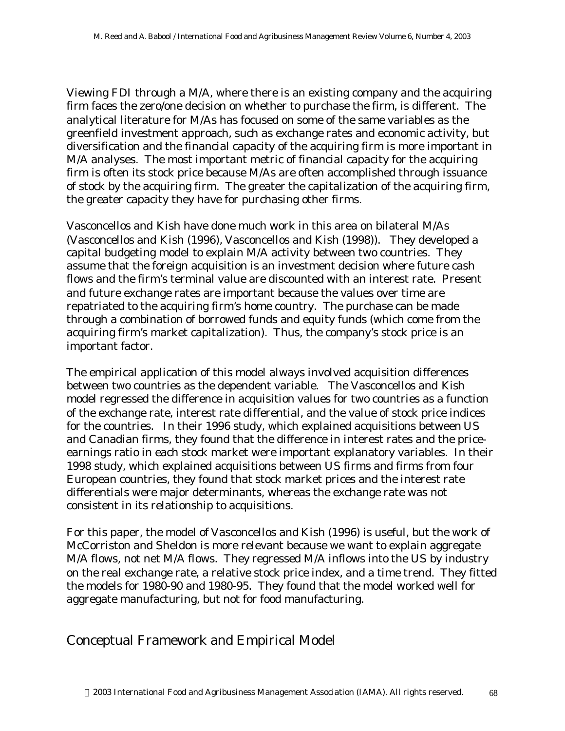Viewing FDI through a M/A, where there is an existing company and the acquiring firm faces the zero/one decision on whether to purchase the firm, is different. The analytical literature for M/As has focused on some of the same variables as the greenfield investment approach, such as exchange rates and economic activity, but diversification and the financial capacity of the acquiring firm is more important in M/A analyses. The most important metric of financial capacity for the acquiring firm is often its stock price because M/As are often accomplished through issuance of stock by the acquiring firm. The greater the capitalization of the acquiring firm, the greater capacity they have for purchasing other firms.

Vasconcellos and Kish have done much work in this area on bilateral M/As (Vasconcellos and Kish (1996), Vasconcellos and Kish (1998)). They developed a capital budgeting model to explain M/A activity between two countries. They assume that the foreign acquisition is an investment decision where future cash flows and the firm's terminal value are discounted with an interest rate. Present and future exchange rates are important because the values over time are repatriated to the acquiring firm's home country. The purchase can be made through a combination of borrowed funds and equity funds (which come from the acquiring firm's market capitalization). Thus, the company's stock price is an important factor.

The empirical application of this model always involved acquisition differences between two countries as the dependent variable. The Vasconcellos and Kish model regressed the difference in acquisition values for two countries as a function of the exchange rate, interest rate differential, and the value of stock price indices for the countries. In their 1996 study, which explained acquisitions between US and Canadian firms, they found that the difference in interest rates and the price-earnings ratio in each stock market were important explanatory variables. In their 1998 study, which explained acquisitions between US firms and firms from four European countries, they found that stock market prices and the interest rate differentials were major determinants, whereas the exchange rate was not consistent in its relationship to acquisitions.

For this paper, the model of Vasconcellos and Kish (1996) is useful, but the work of McCorriston and Sheldon is more relevant because we want to explain aggregate M/A flows, not net M/A flows. They regressed M/A inflows into the US by industry on the real exchange rate, a relative stock price index, and a time trend. They fitted the models for 1980-90 and 1980-95. They found that the model worked well for aggregate manufacturing, but not for food manufacturing.

## Conceptual Framework and Empirical Model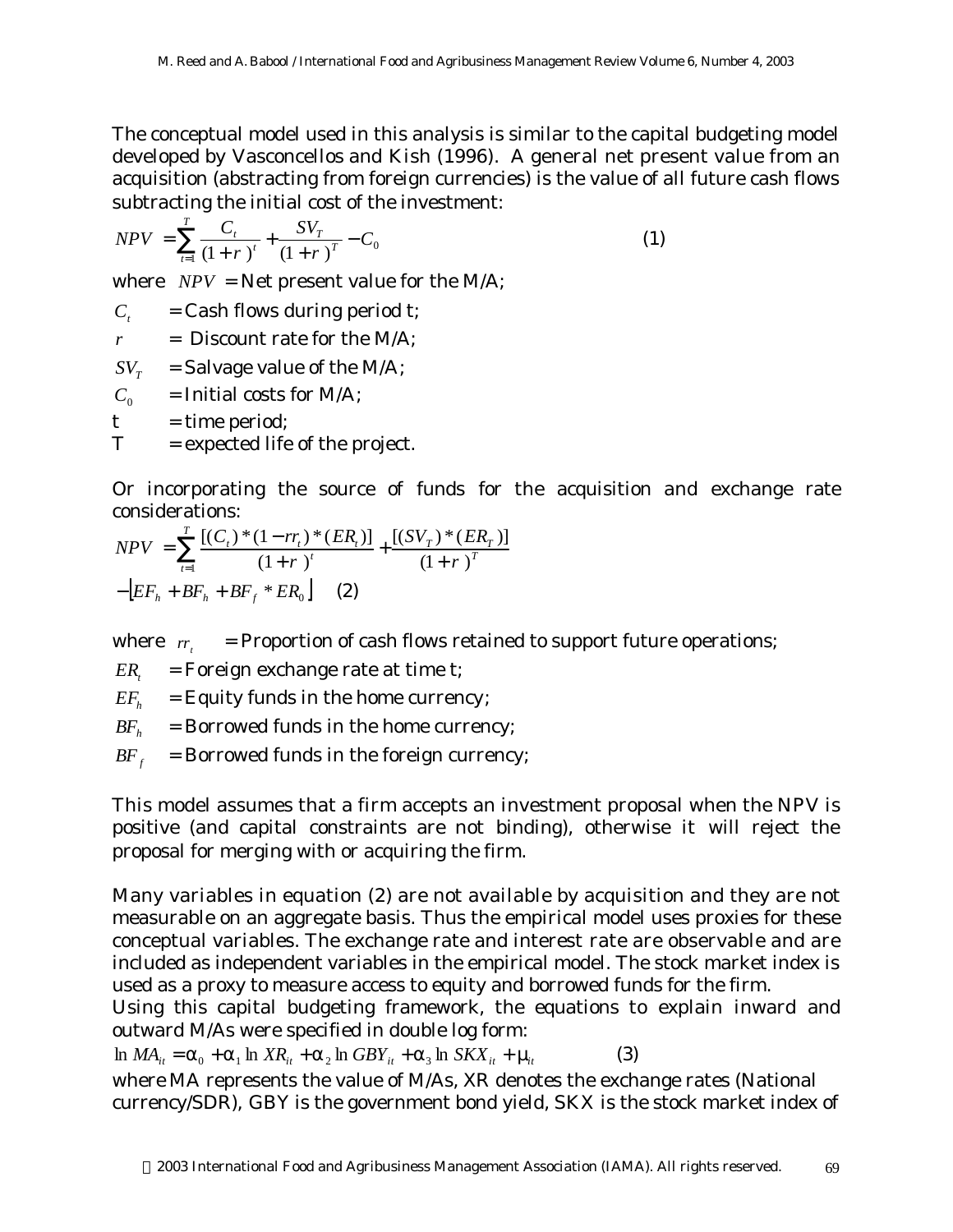The conceptual model used in this analysis is similar to the capital budgeting model developed by Vasconcellos and Kish (1996). A general net present value from an acquisition (abstracting from foreign currencies) is the value of all future cash flows subtracting the initial cost of the investment:

$$NPV = \sum_{t=1}^{T} \frac{C_t}{(1+r)^t} + \frac{SV_T}{(1+r)^T} - C_0 \qquad (1)$$

where $NPV$ = Net present value for the M/A;

$C_t$ = Cash flows during period t;

$r$ = Discount rate for the M/A;

$SV_T$ = Salvage value of the M/A;

$C_0$ = Initial costs for M/A;

t = time period;

T = expected life of the project.

Or incorporating the source of funds for the acquisition and exchange rate considerations:

$$NPV = \sum_{t=1}^{T} \frac{[(C_t)*(1-rr_t)*(ER_t)]}{(1+r)^t} + \frac{[(SV_T)*(ER_T)]}{(1+r)^T}$$
$$-\left[EF_h + BF_h + BF_f * ER_0\right] \qquad (2)$$

where $rr_t$ = Proportion of cash flows retained to support future operations;

$ER_t$ = Foreign exchange rate at time t;

$EF_h$ = Equity funds in the home currency;

$BF_h$ = Borrowed funds in the home currency;

$BF_f$ = Borrowed funds in the foreign currency;

This model assumes that a firm accepts an investment proposal when the NPV is positive (and capital constraints are not binding), otherwise it will reject the proposal for merging with or acquiring the firm.

Many variables in equation (2) are not available by acquisition and they are not measurable on an aggregate basis. Thus the empirical model uses proxies for these conceptual variables. The exchange rate and interest rate are observable and are included as independent variables in the empirical model. The stock market index is used as a proxy to measure access to equity and borrowed funds for the firm.

Using this capital budgeting framework, the equations to explain inward and outward M/As were specified in double log form:

$$\ln MA_{it} = \alpha_0 + \alpha_1 \ln XR_{it} + \alpha_2 \ln GBY_{it} + \alpha_3 \ln SKX_{it} + \mu_{it} \qquad (3)$$

where MA represents the value of M/As, XR denotes the exchange rates (National currency/SDR), GBY is the government bond yield, SKX is the stock market index of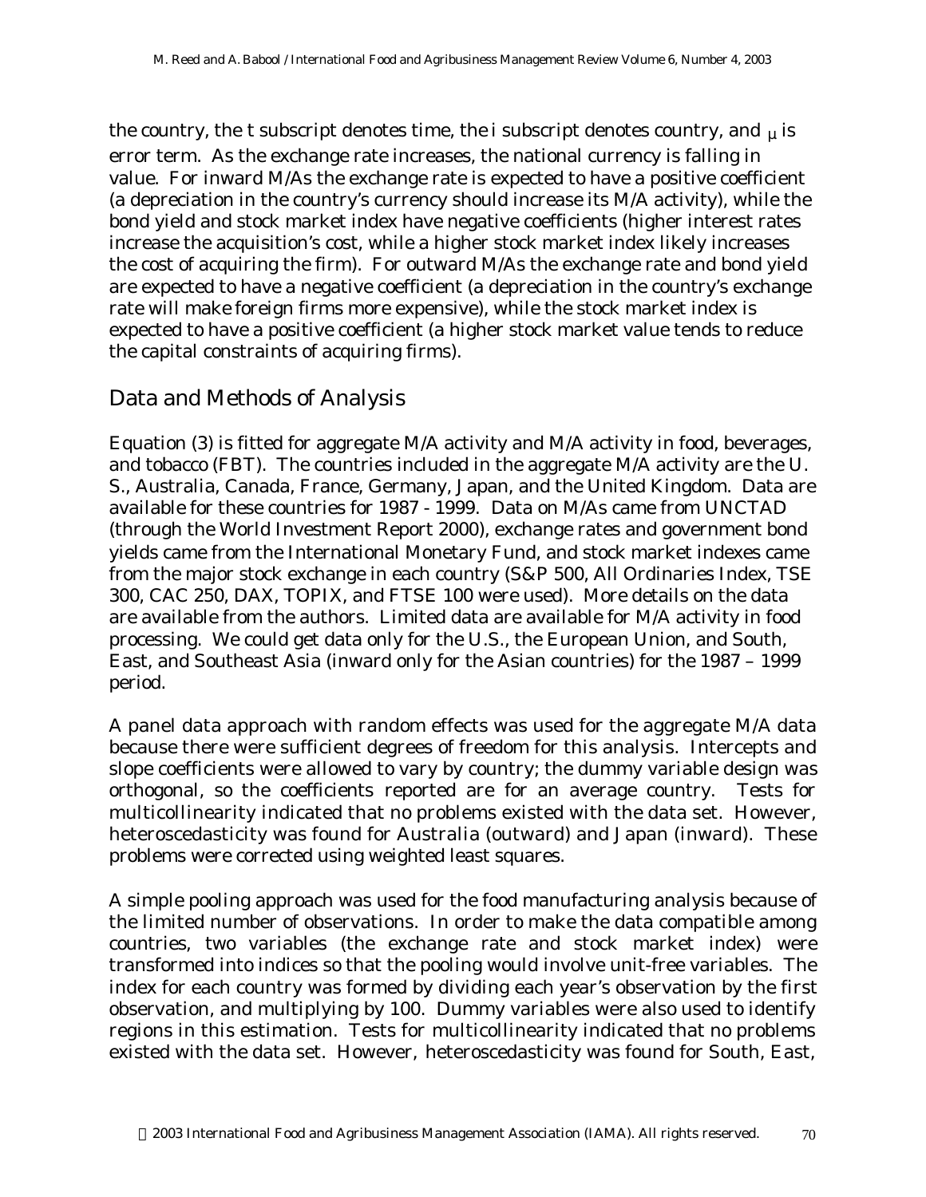the country, the t subscript denotes time, the i subscript denotes country, and $\mu$ is error term. As the exchange rate increases, the national currency is falling in value. For inward M/As the exchange rate is expected to have a positive coefficient (a depreciation in the country's currency should increase its M/A activity), while the bond yield and stock market index have negative coefficients (higher interest rates increase the acquisition's cost, while a higher stock market index likely increases the cost of acquiring the firm). For outward M/As the exchange rate and bond yield are expected to have a negative coefficient (a depreciation in the country's exchange rate will make foreign firms more expensive), while the stock market index is expected to have a positive coefficient (a higher stock market value tends to reduce the capital constraints of acquiring firms).

## Data and Methods of Analysis

Equation (3) is fitted for aggregate M/A activity and M/A activity in food, beverages, and tobacco (FBT). The countries included in the aggregate M/A activity are the U. S., Australia, Canada, France, Germany, Japan, and the United Kingdom. Data are available for these countries for 1987 - 1999. Data on M/As came from UNCTAD (through the World Investment Report 2000), exchange rates and government bond yields came from the International Monetary Fund, and stock market indexes came from the major stock exchange in each country (S&P 500, All Ordinaries Index, TSE 300, CAC 250, DAX, TOPIX, and FTSE 100 were used). More details on the data are available from the authors. Limited data are available for M/A activity in food processing. We could get data only for the U.S., the European Union, and South, East, and Southeast Asia (inward only for the Asian countries) for the 1987 – 1999 period.

A panel data approach with random effects was used for the aggregate M/A data because there were sufficient degrees of freedom for this analysis. Intercepts and slope coefficients were allowed to vary by country; the dummy variable design was orthogonal, so the coefficients reported are for an average country. Tests for multicollinearity indicated that no problems existed with the data set. However, heteroscedasticity was found for Australia (outward) and Japan (inward). These problems were corrected using weighted least squares.

A simple pooling approach was used for the food manufacturing analysis because of the limited number of observations. In order to make the data compatible among countries, two variables (the exchange rate and stock market index) were transformed into indices so that the pooling would involve unit-free variables. The index for each country was formed by dividing each year's observation by the first observation, and multiplying by 100. Dummy variables were also used to identify regions in this estimation. Tests for multicollinearity indicated that no problems existed with the data set. However, heteroscedasticity was found for South, East,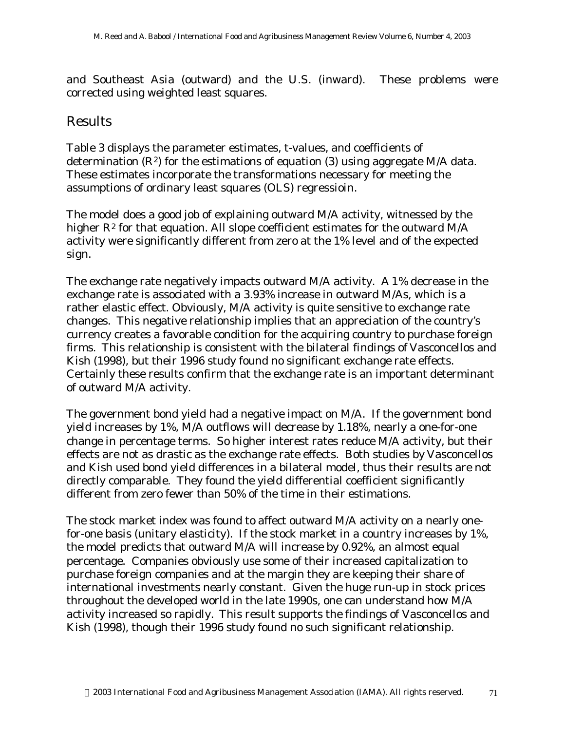and Southeast Asia (outward) and the U.S. (inward). These problems were corrected using weighted least squares.

## Results

Table 3 displays the parameter estimates, t-values, and coefficients of determination ($R^2$) for the estimations of equation (3) using aggregate M/A data. These estimates incorporate the transformations necessary for meeting the assumptions of ordinary least squares (OLS) regressioin.

The model does a good job of explaining outward M/A activity, witnessed by the higher $R^2$ for that equation. All slope coefficient estimates for the outward M/A activity were significantly different from zero at the 1% level and of the expected sign.

The exchange rate negatively impacts outward M/A activity. A 1% decrease in the exchange rate is associated with a 3.93% increase in outward M/As, which is a rather elastic effect. Obviously, M/A activity is quite sensitive to exchange rate changes. This negative relationship implies that an appreciation of the country's currency creates a favorable condition for the acquiring country to purchase foreign firms. This relationship is consistent with the bilateral findings of Vasconcellos and Kish (1998), but their 1996 study found no significant exchange rate effects. Certainly these results confirm that the exchange rate is an important determinant of outward M/A activity.

The government bond yield had a negative impact on M/A. If the government bond yield increases by 1%, M/A outflows will decrease by 1.18%, nearly a one-for-one change in percentage terms. So higher interest rates reduce M/A activity, but their effects are not as drastic as the exchange rate effects. Both studies by Vasconcellos and Kish used bond yield differences in a bilateral model, thus their results are not directly comparable. They found the yield differential coefficient significantly different from zero fewer than 50% of the time in their estimations.

The stock market index was found to affect outward M/A activity on a nearly one-for-one basis (unitary elasticity). If the stock market in a country increases by 1%, the model predicts that outward M/A will increase by 0.92%, an almost equal percentage. Companies obviously use some of their increased capitalization to purchase foreign companies and at the margin they are keeping their share of international investments nearly constant. Given the huge run-up in stock prices throughout the developed world in the late 1990s, one can understand how M/A activity increased so rapidly. This result supports the findings of Vasconcellos and Kish (1998), though their 1996 study found no such significant relationship.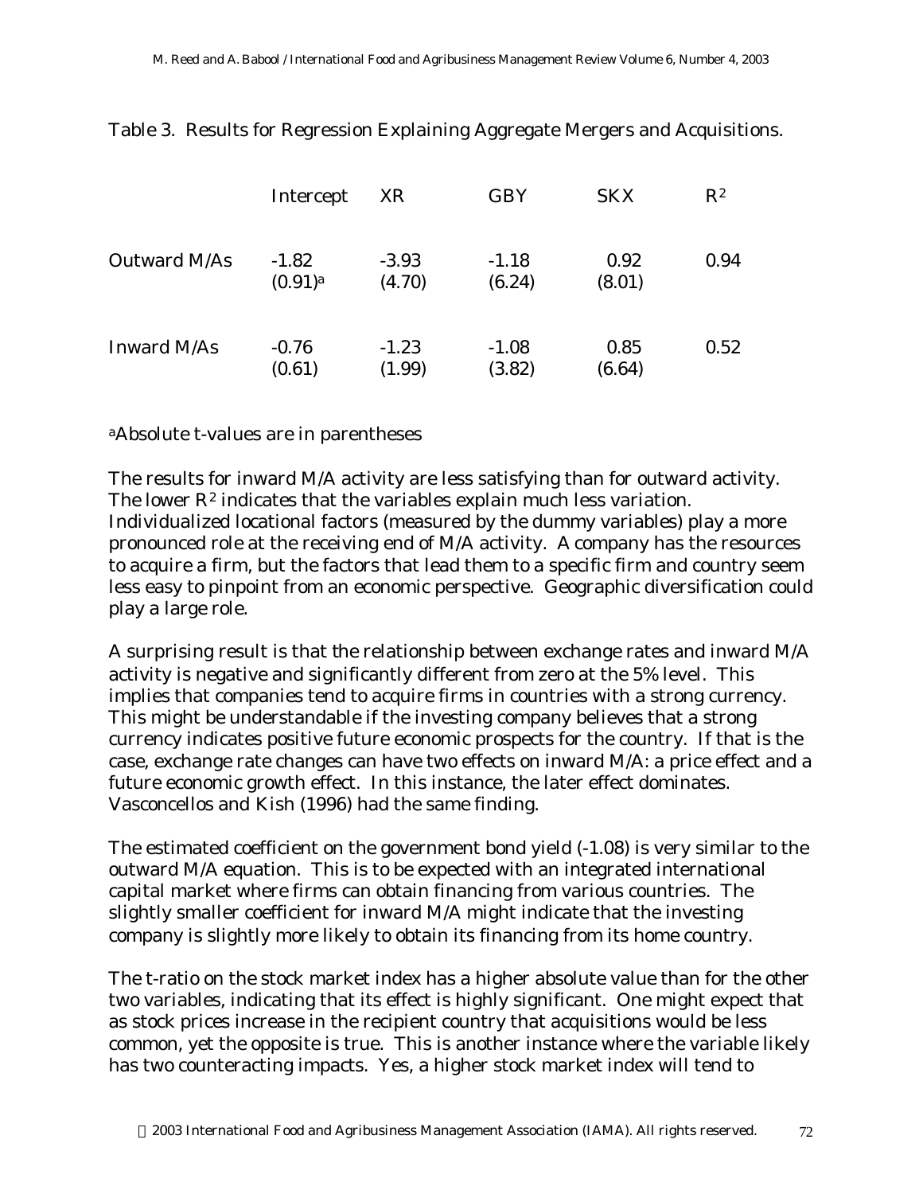Table 3. Results for Regression Explaining Aggregate Mergers and Acquisitions.

| | Intercept | XR | GBY | SKX | $R^2$ |
|---|---|---|---|---|---|
| Outward M/As | -1.82<br>(0.91)[a] | -3.93<br>(4.70) | -1.18<br>(6.24) | 0.92<br>(8.01) | 0.94 |
| Inward M/As | -0.76<br>(0.61) | -1.23<br>(1.99) | -1.08<br>(3.82) | 0.85<br>(6.64) | 0.52 |

[a]Absolute t-values are in parentheses

The results for inward M/A activity are less satisfying than for outward activity. The lower $R^2$ indicates that the variables explain much less variation. Individualized locational factors (measured by the dummy variables) play a more pronounced role at the receiving end of M/A activity. A company has the resources to acquire a firm, but the factors that lead them to a specific firm and country seem less easy to pinpoint from an economic perspective. Geographic diversification could play a large role.

A surprising result is that the relationship between exchange rates and inward M/A activity is negative and significantly different from zero at the 5% level. This implies that companies tend to acquire firms in countries with a strong currency. This might be understandable if the investing company believes that a strong currency indicates positive future economic prospects for the country. If that is the case, exchange rate changes can have two effects on inward M/A: a price effect and a future economic growth effect. In this instance, the later effect dominates. Vasconcellos and Kish (1996) had the same finding.

The estimated coefficient on the government bond yield (-1.08) is very similar to the outward M/A equation. This is to be expected with an integrated international capital market where firms can obtain financing from various countries. The slightly smaller coefficient for inward M/A might indicate that the investing company is slightly more likely to obtain its financing from its home country.

The t-ratio on the stock market index has a higher absolute value than for the other two variables, indicating that its effect is highly significant. One might expect that as stock prices increase in the recipient country that acquisitions would be less common, yet the opposite is true. This is another instance where the variable likely has two counteracting impacts. Yes, a higher stock market index will tend to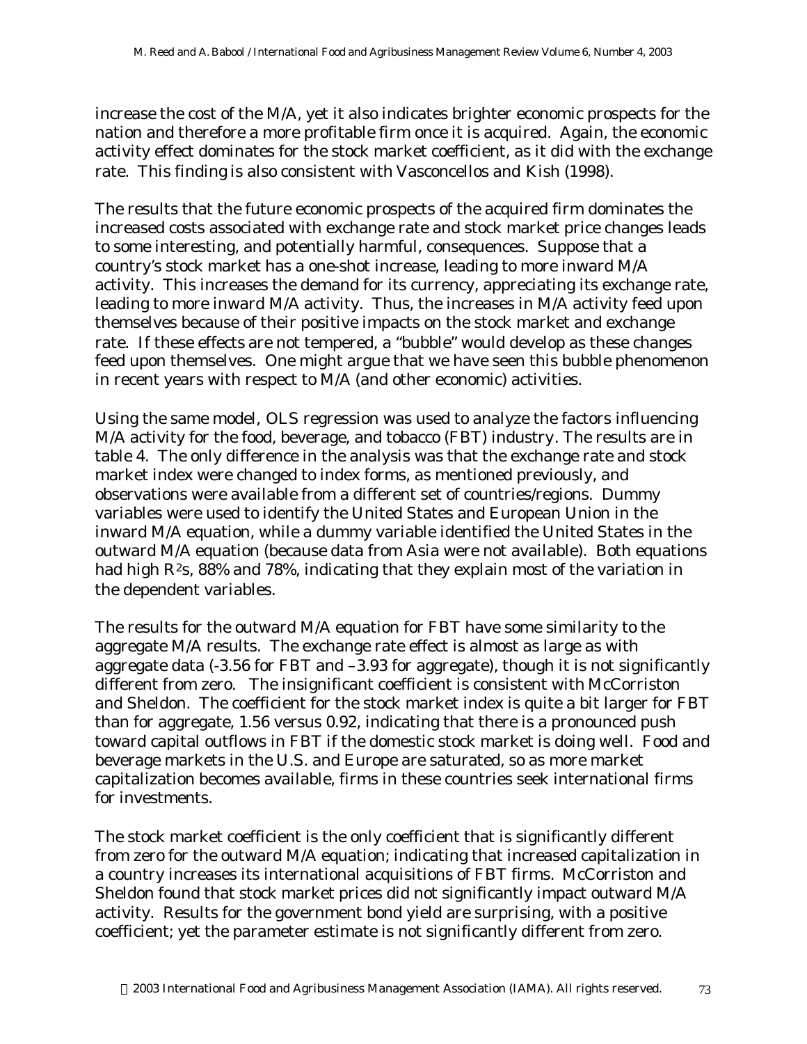increase the cost of the M/A, yet it also indicates brighter economic prospects for the nation and therefore a more profitable firm once it is acquired. Again, the economic activity effect dominates for the stock market coefficient, as it did with the exchange rate. This finding is also consistent with Vasconcellos and Kish (1998).

The results that the future economic prospects of the acquired firm dominates the increased costs associated with exchange rate and stock market price changes leads to some interesting, and potentially harmful, consequences. Suppose that a country's stock market has a one-shot increase, leading to more inward M/A activity. This increases the demand for its currency, appreciating its exchange rate, leading to more inward M/A activity. Thus, the increases in M/A activity feed upon themselves because of their positive impacts on the stock market and exchange rate. If these effects are not tempered, a "bubble" would develop as these changes feed upon themselves. One might argue that we have seen this bubble phenomenon in recent years with respect to M/A (and other economic) activities.

Using the same model, OLS regression was used to analyze the factors influencing M/A activity for the food, beverage, and tobacco (FBT) industry. The results are in table 4. The only difference in the analysis was that the exchange rate and stock market index were changed to index forms, as mentioned previously, and observations were available from a different set of countries/regions. Dummy variables were used to identify the United States and European Union in the inward M/A equation, while a dummy variable identified the United States in the outward M/A equation (because data from Asia were not available). Both equations had high $R^2$s, 88% and 78%, indicating that they explain most of the variation in the dependent variables.

The results for the outward M/A equation for FBT have some similarity to the aggregate M/A results. The exchange rate effect is almost as large as with aggregate data (-3.56 for FBT and –3.93 for aggregate), though it is not significantly different from zero. The insignificant coefficient is consistent with McCorriston and Sheldon. The coefficient for the stock market index is quite a bit larger for FBT than for aggregate, 1.56 versus 0.92, indicating that there is a pronounced push toward capital outflows in FBT if the domestic stock market is doing well. Food and beverage markets in the U.S. and Europe are saturated, so as more market capitalization becomes available, firms in these countries seek international firms for investments.

The stock market coefficient is the only coefficient that is significantly different from zero for the outward M/A equation; indicating that increased capitalization in a country increases its international acquisitions of FBT firms. McCorriston and Sheldon found that stock market prices did not significantly impact outward M/A activity. Results for the government bond yield are surprising, with a positive coefficient; yet the parameter estimate is not significantly different from zero.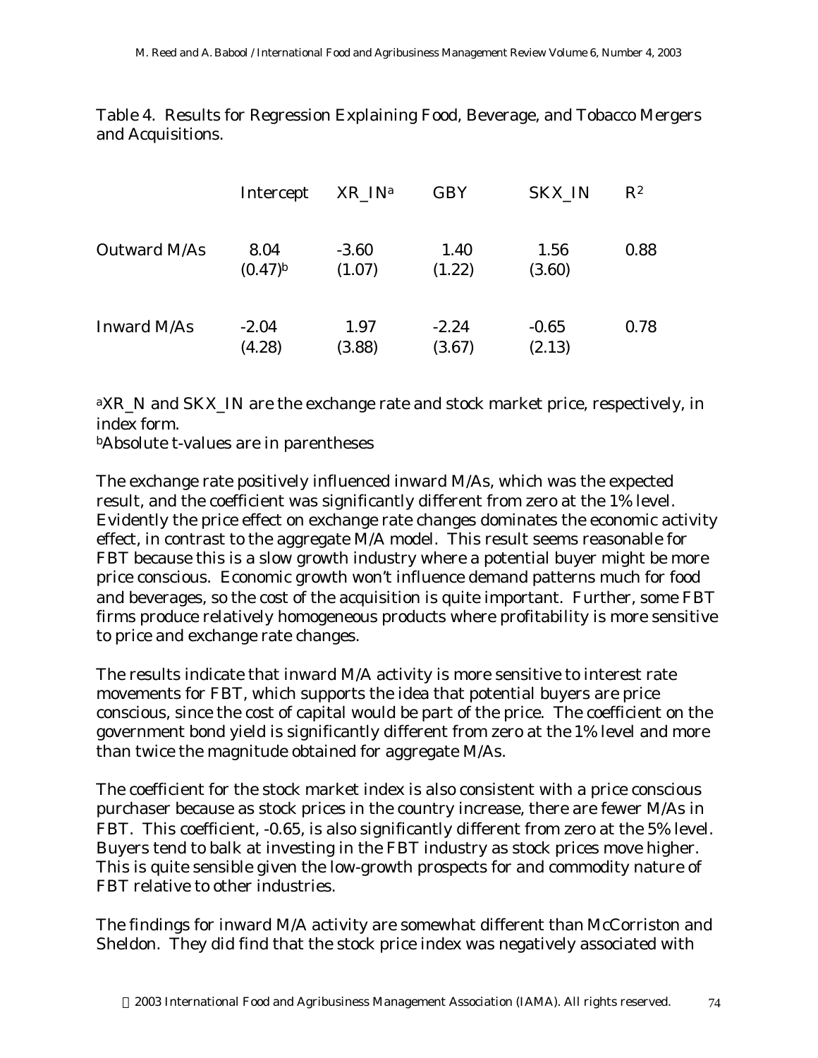Table 4. Results for Regression Explaining Food, Beverage, and Tobacco Mergers and Acquisitions.

| | Intercept | XR_IN[a] | GBY | SKX_IN | $R^2$ |
|---|---|---|---|---|---|
| Outward M/As | 8.04 (0.47)[b] | -3.60 (1.07) | 1.40 (1.22) | 1.56 (3.60) | 0.88 |
| Inward M/As | -2.04 (4.28) | 1.97 (3.88) | -2.24 (3.67) | -0.65 (2.13) | 0.78 |

[a]XR_N and SKX_IN are the exchange rate and stock market price, respectively, in index form.

[b]Absolute t-values are in parentheses

The exchange rate positively influenced inward M/As, which was the expected result, and the coefficient was significantly different from zero at the 1% level. Evidently the price effect on exchange rate changes dominates the economic activity effect, in contrast to the aggregate M/A model. This result seems reasonable for FBT because this is a slow growth industry where a potential buyer might be more price conscious. Economic growth won't influence demand patterns much for food and beverages, so the cost of the acquisition is quite important. Further, some FBT firms produce relatively homogeneous products where profitability is more sensitive to price and exchange rate changes.

The results indicate that inward M/A activity is more sensitive to interest rate movements for FBT, which supports the idea that potential buyers are price conscious, since the cost of capital would be part of the price. The coefficient on the government bond yield is significantly different from zero at the 1% level and more than twice the magnitude obtained for aggregate M/As.

The coefficient for the stock market index is also consistent with a price conscious purchaser because as stock prices in the country increase, there are fewer M/As in FBT. This coefficient, -0.65, is also significantly different from zero at the 5% level. Buyers tend to balk at investing in the FBT industry as stock prices move higher. This is quite sensible given the low-growth prospects for and commodity nature of FBT relative to other industries.

The findings for inward M/A activity are somewhat different than McCorriston and Sheldon. They did find that the stock price index was negatively associated with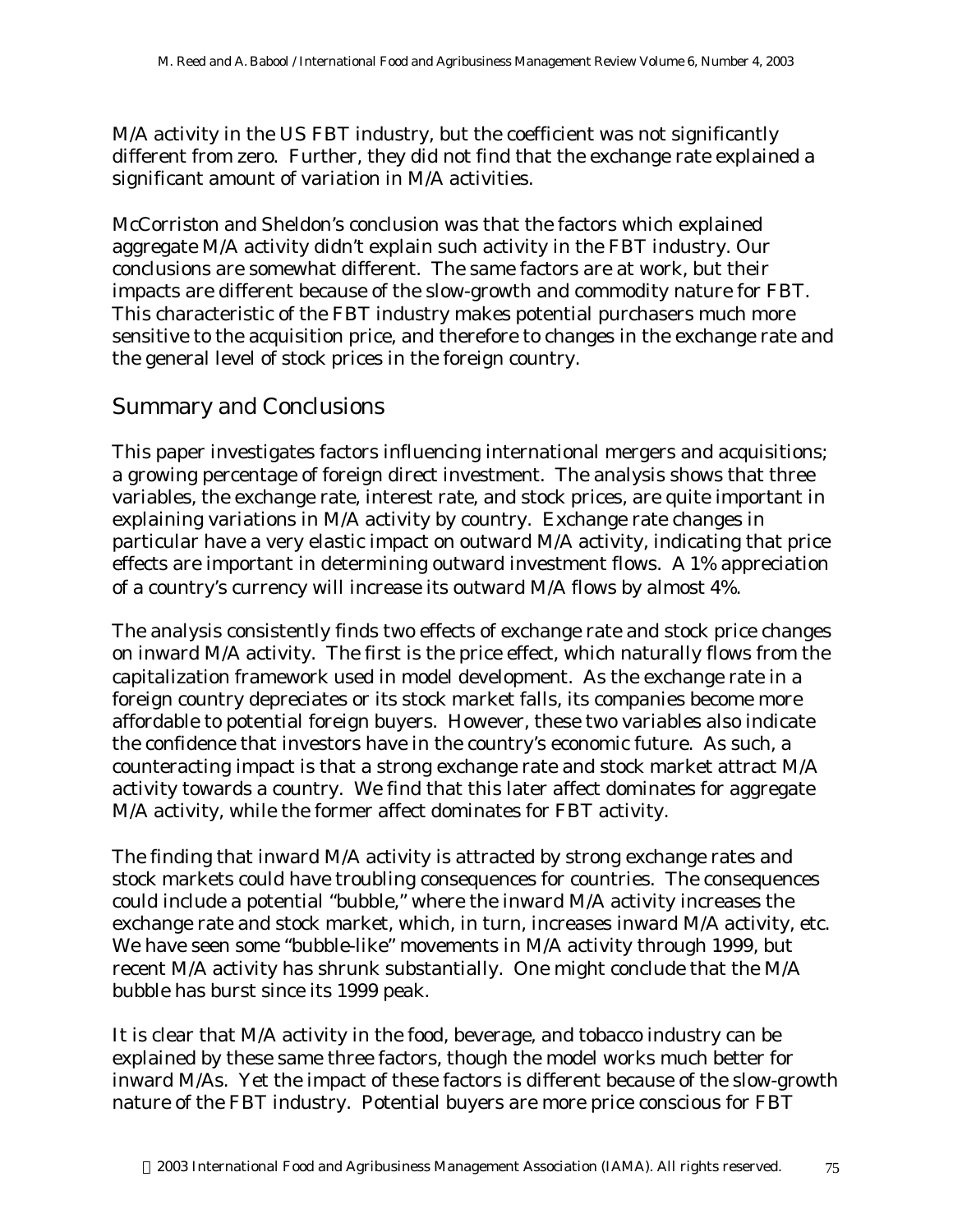M/A activity in the US FBT industry, but the coefficient was not significantly different from zero. Further, they did not find that the exchange rate explained a significant amount of variation in M/A activities.

McCorriston and Sheldon's conclusion was that the factors which explained aggregate M/A activity didn't explain such activity in the FBT industry. Our conclusions are somewhat different. The same factors are at work, but their impacts are different because of the slow-growth and commodity nature for FBT. This characteristic of the FBT industry makes potential purchasers much more sensitive to the acquisition price, and therefore to changes in the exchange rate and the general level of stock prices in the foreign country.

## Summary and Conclusions

This paper investigates factors influencing international mergers and acquisitions; a growing percentage of foreign direct investment. The analysis shows that three variables, the exchange rate, interest rate, and stock prices, are quite important in explaining variations in M/A activity by country. Exchange rate changes in particular have a very elastic impact on outward M/A activity, indicating that price effects are important in determining outward investment flows. A 1% appreciation of a country's currency will increase its outward M/A flows by almost 4%.

The analysis consistently finds two effects of exchange rate and stock price changes on inward M/A activity. The first is the price effect, which naturally flows from the capitalization framework used in model development. As the exchange rate in a foreign country depreciates or its stock market falls, its companies become more affordable to potential foreign buyers. However, these two variables also indicate the confidence that investors have in the country's economic future. As such, a counteracting impact is that a strong exchange rate and stock market attract M/A activity towards a country. We find that this later affect dominates for aggregate M/A activity, while the former affect dominates for FBT activity.

The finding that inward M/A activity is attracted by strong exchange rates and stock markets could have troubling consequences for countries. The consequences could include a potential "bubble," where the inward M/A activity increases the exchange rate and stock market, which, in turn, increases inward M/A activity, etc. We have seen some "bubble-like" movements in M/A activity through 1999, but recent M/A activity has shrunk substantially. One might conclude that the M/A bubble has burst since its 1999 peak.

It is clear that M/A activity in the food, beverage, and tobacco industry can be explained by these same three factors, though the model works much better for inward M/As. Yet the impact of these factors is different because of the slow-growth nature of the FBT industry. Potential buyers are more price conscious for FBT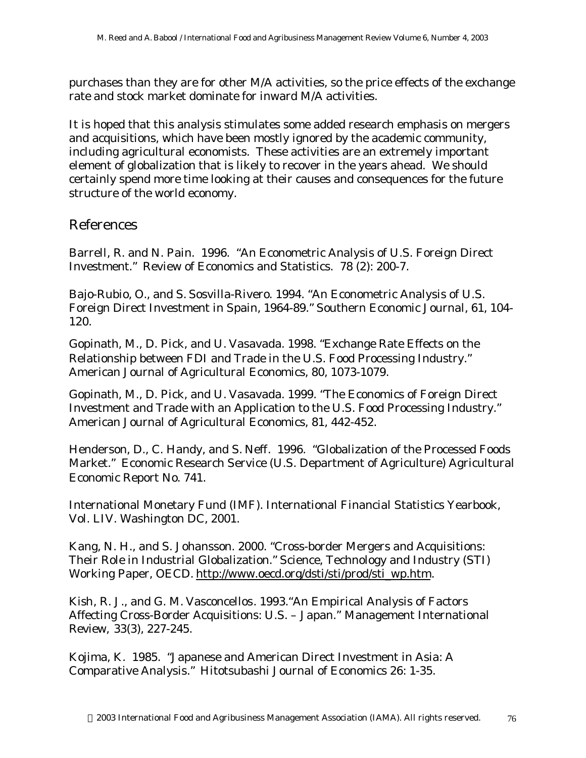purchases than they are for other M/A activities, so the price effects of the exchange rate and stock market dominate for inward M/A activities.

It is hoped that this analysis stimulates some added research emphasis on mergers and acquisitions, which have been mostly ignored by the academic community, including agricultural economists. These activities are an extremely important element of globalization that is likely to recover in the years ahead. We should certainly spend more time looking at their causes and consequences for the future structure of the world economy.

## References

Barrell, R. and N. Pain. 1996. "An Econometric Analysis of U.S. Foreign Direct Investment." Review of Economics and Statistics. 78 (2): 200-7.

Bajo-Rubio, O., and S. Sosvilla-Rivero. 1994. "An Econometric Analysis of U.S. Foreign Direct Investment in Spain, 1964-89." Southern Economic Journal, 61, 104-120.

Gopinath, M., D. Pick, and U. Vasavada. 1998. "Exchange Rate Effects on the Relationship between FDI and Trade in the U.S. Food Processing Industry." American Journal of Agricultural Economics, 80, 1073-1079.

Gopinath, M., D. Pick, and U. Vasavada. 1999. "The Economics of Foreign Direct Investment and Trade with an Application to the U.S. Food Processing Industry." American Journal of Agricultural Economics, 81, 442-452.

Henderson, D., C. Handy, and S. Neff. 1996. "Globalization of the Processed Foods Market." Economic Research Service (U.S. Department of Agriculture) Agricultural Economic Report No. 741.

International Monetary Fund (IMF). International Financial Statistics Yearbook, Vol. LIV. Washington DC, 2001.

Kang, N. H., and S. Johansson. 2000. "Cross-border Mergers and Acquisitions: Their Role in Industrial Globalization." Science, Technology and Industry (STI) Working Paper, OECD. http://www.oecd.org/dsti/sti/prod/sti_wp.htm.

Kish, R. J., and G. M. Vasconcellos. 1993."An Empirical Analysis of Factors Affecting Cross-Border Acquisitions: U.S. – Japan." Management International Review, 33(3), 227-245.

Kojima, K. 1985. "Japanese and American Direct Investment in Asia: A Comparative Analysis." Hitotsubashi Journal of Economics 26: 1-35.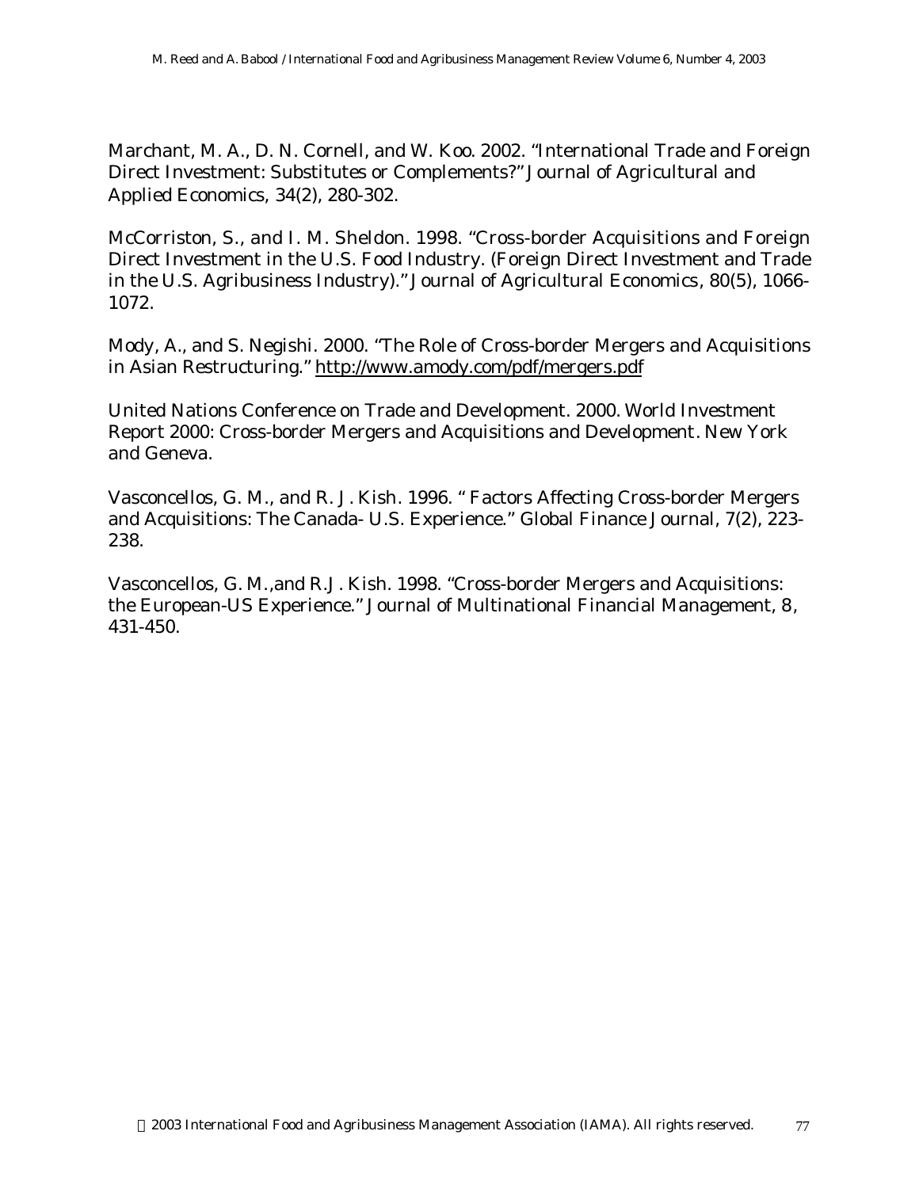Marchant, M. A., D. N. Cornell, and W. Koo. 2002. "International Trade and Foreign Direct Investment: Substitutes or Complements?" Journal of Agricultural and Applied Economics, 34(2), 280-302.

McCorriston, S., and I. M. Sheldon. 1998. "Cross-border Acquisitions and Foreign Direct Investment in the U.S. Food Industry. (Foreign Direct Investment and Trade in the U.S. Agribusiness Industry)." Journal of Agricultural Economics, 80(5), 1066-1072.

Mody, A., and S. Negishi. 2000. "The Role of Cross-border Mergers and Acquisitions in Asian Restructuring." http://www.amody.com/pdf/mergers.pdf

United Nations Conference on Trade and Development. 2000. World Investment Report 2000: Cross-border Mergers and Acquisitions and Development. New York and Geneva.

Vasconcellos, G. M., and R. J. Kish. 1996. " Factors Affecting Cross-border Mergers and Acquisitions: The Canada- U.S. Experience." Global Finance Journal, 7(2), 223-238.

Vasconcellos, G. M.,and R.J. Kish. 1998. "Cross-border Mergers and Acquisitions: the European-US Experience." Journal of Multinational Financial Management, 8, 431-450.